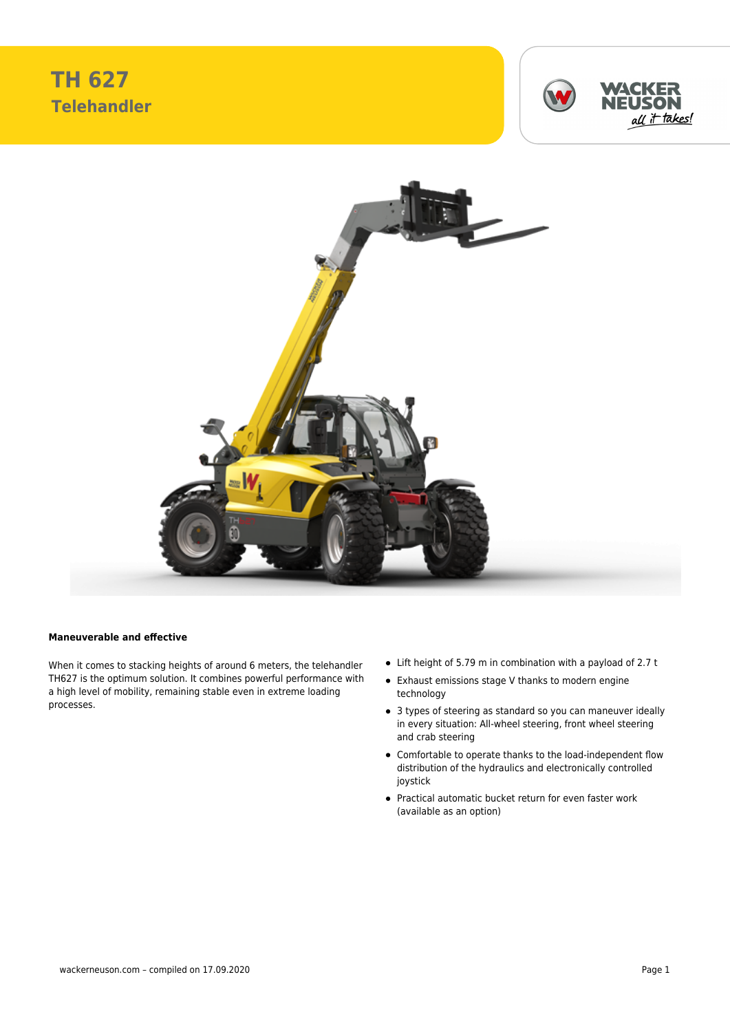# TH 627

## Telehandler

### Maneuverable and effective

When it comes to stacking heights of around 6 meters, the telehandler TH627 is the optimum solution. It combines powerful performance with a high level of mobility, remaining stable even in extreme loading processes.

- Lift height of 5.79 m in combination with a payload of 2.7 t
- Exhaust emissions stage V thanks to modern engine technology
- 3 types of steering as standard so you can maneuver ideally in every situation: All-wheel steering, front wheel steering and crab steering
- Comfortable to operate thanks to the load-independent flow distribution of the hydraulics and electronically controlled joystick
- Practical automatic bucket return for even faster work (available as an option)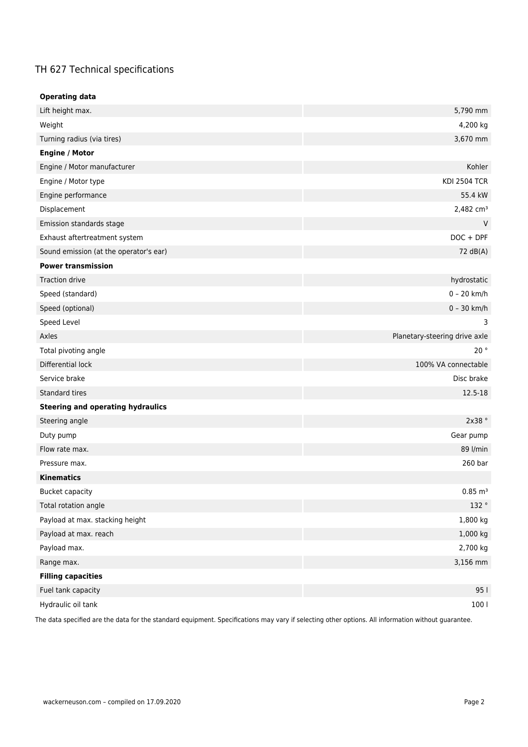# TH 627 Technical specifications

| **Operating data** | |
|---|---|
| Lift height max. | 5,790 mm |
| Weight | 4,200 kg |
| Turning radius (via tires) | 3,670 mm |
| **Engine / Motor** | |
| Engine / Motor manufacturer | Kohler |
| Engine / Motor type | KDI 2504 TCR |
| Engine performance | 55.4 kW |
| Displacement | 2,482 cm³ |
| Emission standards stage | V |
| Exhaust aftertreatment system | DOC + DPF |
| Sound emission (at the operator's ear) | 72 dB(A) |
| **Power transmission** | |
| Traction drive | hydrostatic |
| Speed (standard) | 0 – 20 km/h |
| Speed (optional) | 0 – 30 km/h |
| Speed Level | 3 |
| Axles | Planetary-steering drive axle |
| Total pivoting angle | 20 ° |
| Differential lock | 100% VA connectable |
| Service brake | Disc brake |
| Standard tires | 12.5-18 |
| **Steering and operating hydraulics** | |
| Steering angle | 2x38 ° |
| Duty pump | Gear pump |
| Flow rate max. | 89 l/min |
| Pressure max. | 260 bar |
| **Kinematics** | |
| Bucket capacity | 0.85 m³ |
| Total rotation angle | 132 ° |
| Payload at max. stacking height | 1,800 kg |
| Payload at max. reach | 1,000 kg |
| Payload max. | 2,700 kg |
| Range max. | 3,156 mm |
| **Filling capacities** | |
| Fuel tank capacity | 95 l |
| Hydraulic oil tank | 100 l |

The data specified are the data for the standard equipment. Specifications may vary if selecting other options. All information without guarantee.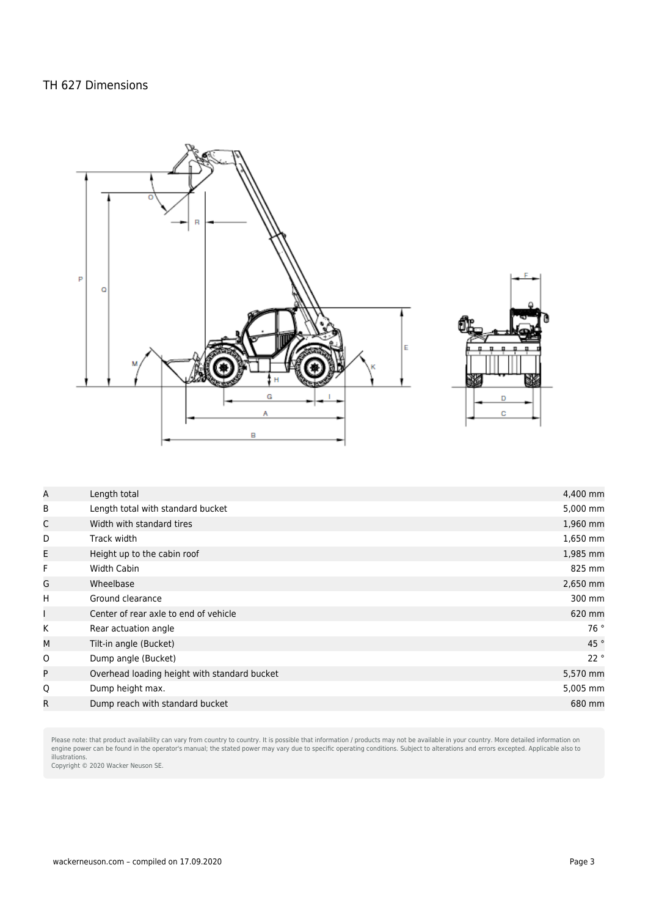## TH 627 Dimensions

| | | |
|---|---|---|
| A | Length total | 4,400 mm |
| B | Length total with standard bucket | 5,000 mm |
| C | Width with standard tires | 1,960 mm |
| D | Track width | 1,650 mm |
| E | Height up to the cabin roof | 1,985 mm |
| F | Width Cabin | 825 mm |
| G | Wheelbase | 2,650 mm |
| H | Ground clearance | 300 mm |
| I | Center of rear axle to end of vehicle | 620 mm |
| K | Rear actuation angle | 76 ° |
| M | Tilt-in angle (Bucket) | 45 ° |
| O | Dump angle (Bucket) | 22 ° |
| P | Overhead loading height with standard bucket | 5,570 mm |
| Q | Dump height max. | 5,005 mm |
| R | Dump reach with standard bucket | 680 mm |

Please note: that product availability can vary from country to country. It is possible that information / products may not be available in your country. More detailed information on engine power can be found in the operator's manual; the stated power may vary due to specific operating conditions. Subject to alterations and errors excepted. Applicable also to illustrations.
Copyright © 2020 Wacker Neuson SE.